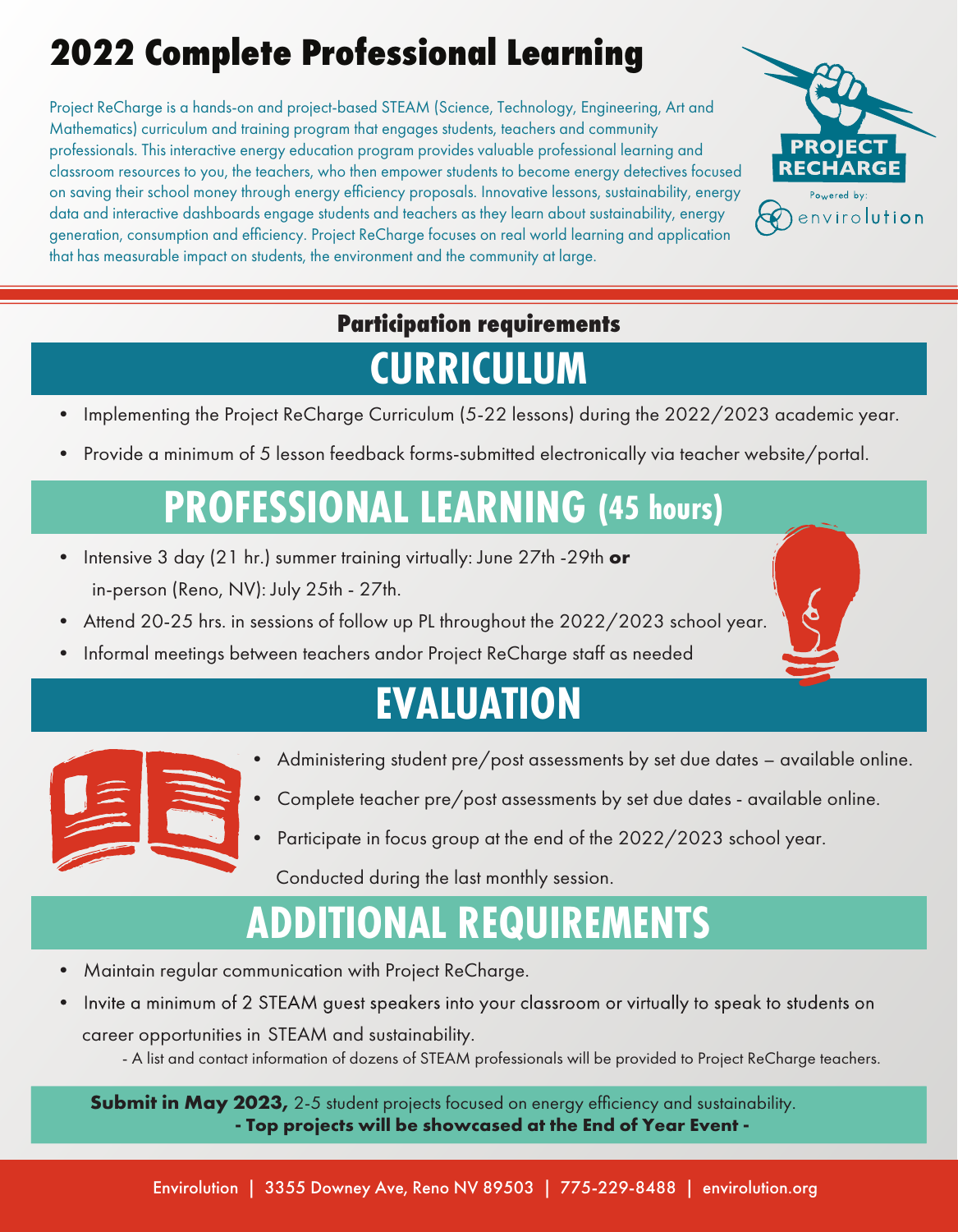# 2022 Complete Professional Learning

Project ReCharge is a hands-on and project-based STEAM (Science, Technology, Engineering, Art and Mathematics) curriculum and training program that engages students, teachers and community professionals. This interactive energy education program provides valuable professional learning and classroom resources to you, the teachers, who then empower students to become energy detectives focused on saving their school money through energy efficiency proposals. Innovative lessons, sustainability, energy data and interactive dashboards engage students and teachers as they learn about sustainability, energy generation, consumption and efficiency. Project ReCharge focuses on real world learning and application that has measurable impact on students, the environment and the community at large.

PROJECT RECHARGE

Powered by: envirolution

### Participation requirements

## CURRICULUM

- Implementing the Project ReCharge Curriculum (5-22 lessons) during the 2022/2023 academic year.
- Provide a minimum of 5 lesson feedback forms-submitted electronically via teacher website/portal.

## PROFESSIONAL LEARNING (45 hours)

- Intensive 3 day (21 hr.) summer training virtually: June 27th -29th **or** in-person (Reno, NV): July 25th - 27th.
- Attend 20-25 hrs. in sessions of follow up PL throughout the 2022/2023 school year.
- Informal meetings between teachers andor Project ReCharge staff as needed

## EVALUATION

- Administering student pre/post assessments by set due dates – available online.
- Complete teacher pre/post assessments by set due dates - available online.
- Participate in focus group at the end of the 2022/2023 school year. Conducted during the last monthly session.

## ADDITIONAL REQUIREMENTS

- Maintain regular communication with Project ReCharge.
- Invite a minimum of 2 STEAM guest speakers into your classroom or virtually to speak to students on career opportunities in STEAM and sustainability.
  - A list and contact information of dozens of STEAM professionals will be provided to Project ReCharge teachers.

**Submit in May 2023,** 2-5 student projects focused on energy efficiency and sustainability.
**- Top projects will be showcased at the End of Year Event -**

Envirolution | 3355 Downey Ave, Reno NV 89503 | 775-229-8488 | envirolution.org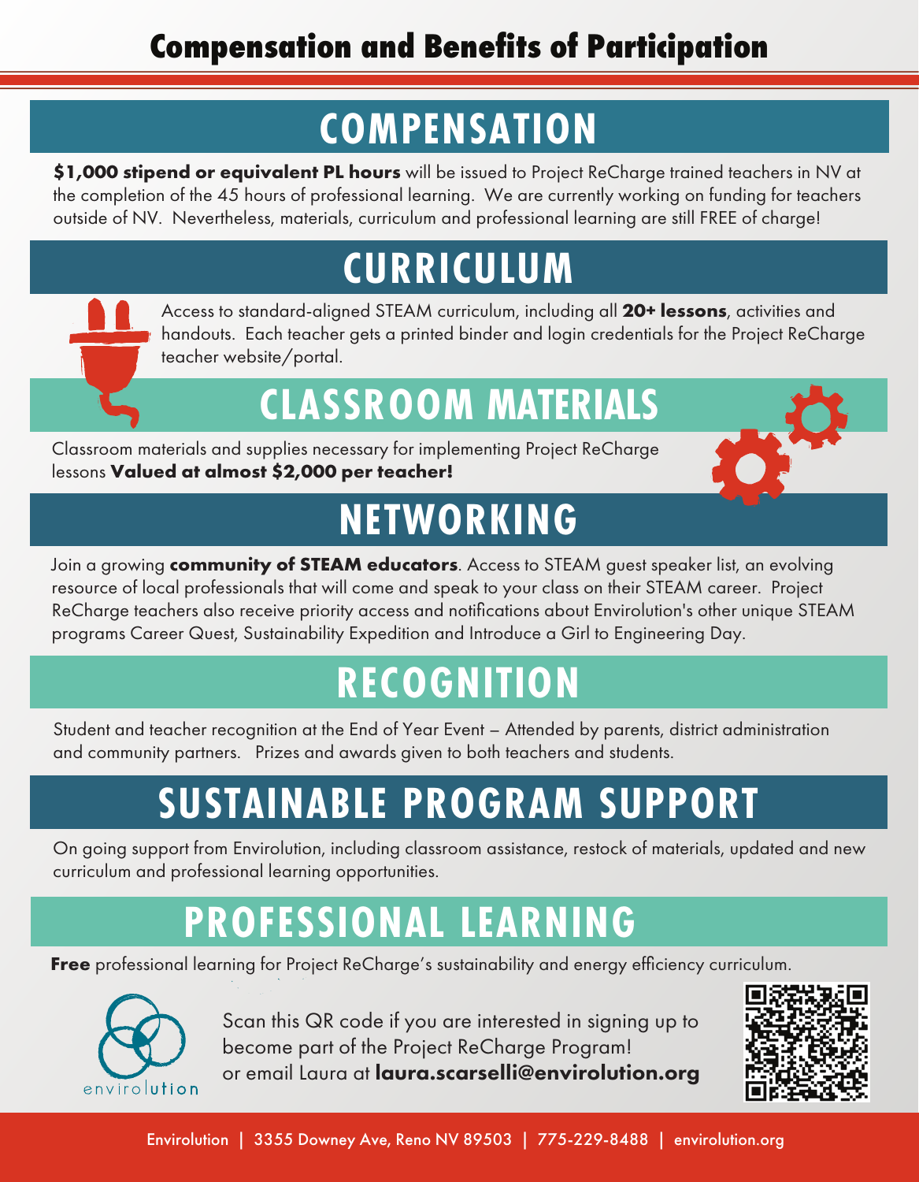# Compensation and Benefits of Participation

## COMPENSATION

**$1,000 stipend or equivalent PL hours** will be issued to Project ReCharge trained teachers in NV at the completion of the 45 hours of professional learning. We are currently working on funding for teachers outside of NV. Nevertheless, materials, curriculum and professional learning are still FREE of charge!

## CURRICULUM

Access to standard-aligned STEAM curriculum, including all **20+ lessons**, activities and handouts. Each teacher gets a printed binder and login credentials for the Project ReCharge teacher website/portal.

## CLASSROOM MATERIALS

Classroom materials and supplies necessary for implementing Project ReCharge lessons **Valued at almost $2,000 per teacher!**

## NETWORKING

Join a growing **community of STEAM educators**. Access to STEAM guest speaker list, an evolving resource of local professionals that will come and speak to your class on their STEAM career. Project ReCharge teachers also receive priority access and notifications about Envirolution's other unique STEAM programs Career Quest, Sustainability Expedition and Introduce a Girl to Engineering Day.

## RECOGNITION

Student and teacher recognition at the End of Year Event – Attended by parents, district administration and community partners. Prizes and awards given to both teachers and students.

## SUSTAINABLE PROGRAM SUPPORT

On going support from Envirolution, including classroom assistance, restock of materials, updated and new curriculum and professional learning opportunities.

## PROFESSIONAL LEARNING

**Free** professional learning for Project ReCharge's sustainability and energy efficiency curriculum.

envirolution

Scan this QR code if you are interested in signing up to become part of the Project ReCharge Program!
or email Laura at **laura.scarselli@envirolution.org**

Envirolution | 3355 Downey Ave, Reno NV 89503 | 775-229-8488 | envirolution.org